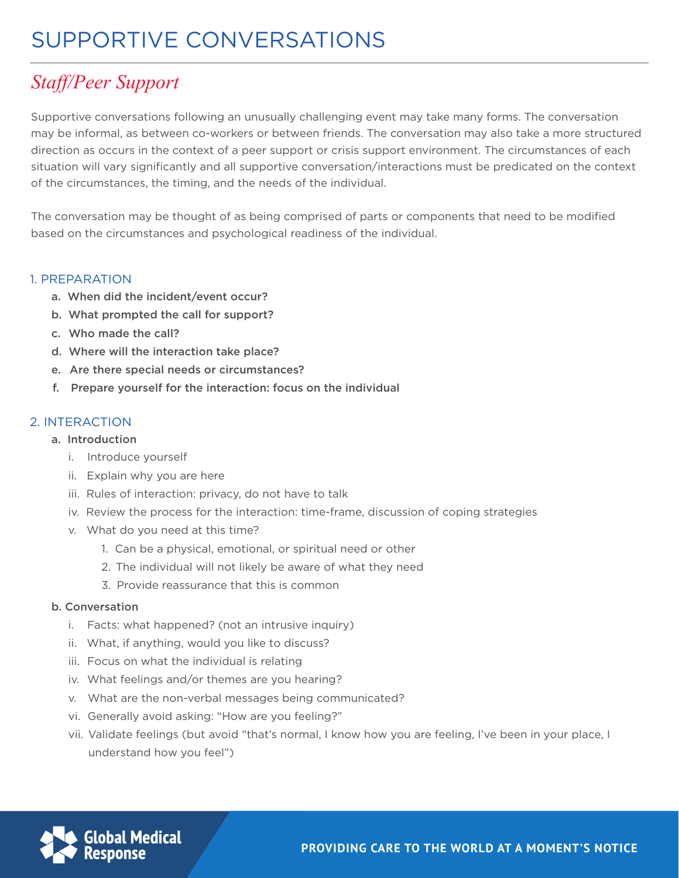# SUPPORTIVE CONVERSATIONS

## *Staff/Peer Support*

Supportive conversations following an unusually challenging event may take many forms. The conversation may be informal, as between co-workers or between friends. The conversation may also take a more structured direction as occurs in the context of a peer support or crisis support environment. The circumstances of each situation will vary significantly and all supportive conversation/interactions must be predicated on the context of the circumstances, the timing, and the needs of the individual.

The conversation may be thought of as being comprised of parts or components that need to be modified based on the circumstances and psychological readiness of the individual.

### 1. PREPARATION

- a. **When did the incident/event occur?**
- b. **What prompted the call for support?**
- c. **Who made the call?**
- d. **Where will the interaction take place?**
- e. **Are there special needs or circumstances?**
- f. **Prepare yourself for the interaction: focus on the individual**

### 2. INTERACTION

- a. **Introduction**
  - i. Introduce yourself
  - ii. Explain why you are here
  - iii. Rules of interaction: privacy, do not have to talk
  - iv. Review the process for the interaction: time-frame, discussion of coping strategies
  - v. What do you need at this time?
    1. Can be a physical, emotional, or spiritual need or other
    2. The individual will not likely be aware of what they need
    3. Provide reassurance that this is common
- b. **Conversation**
  - i. Facts: what happened? (not an intrusive inquiry)
  - ii. What, if anything, would you like to discuss?
  - iii. Focus on what the individual is relating
  - iv. What feelings and/or themes are you hearing?
  - v. What are the non-verbal messages being communicated?
  - vi. Generally avoid asking: "How are you feeling?"
  - vii. Validate feelings (but avoid "that's normal, I know how you are feeling, I've been in your place, I understand how you feel")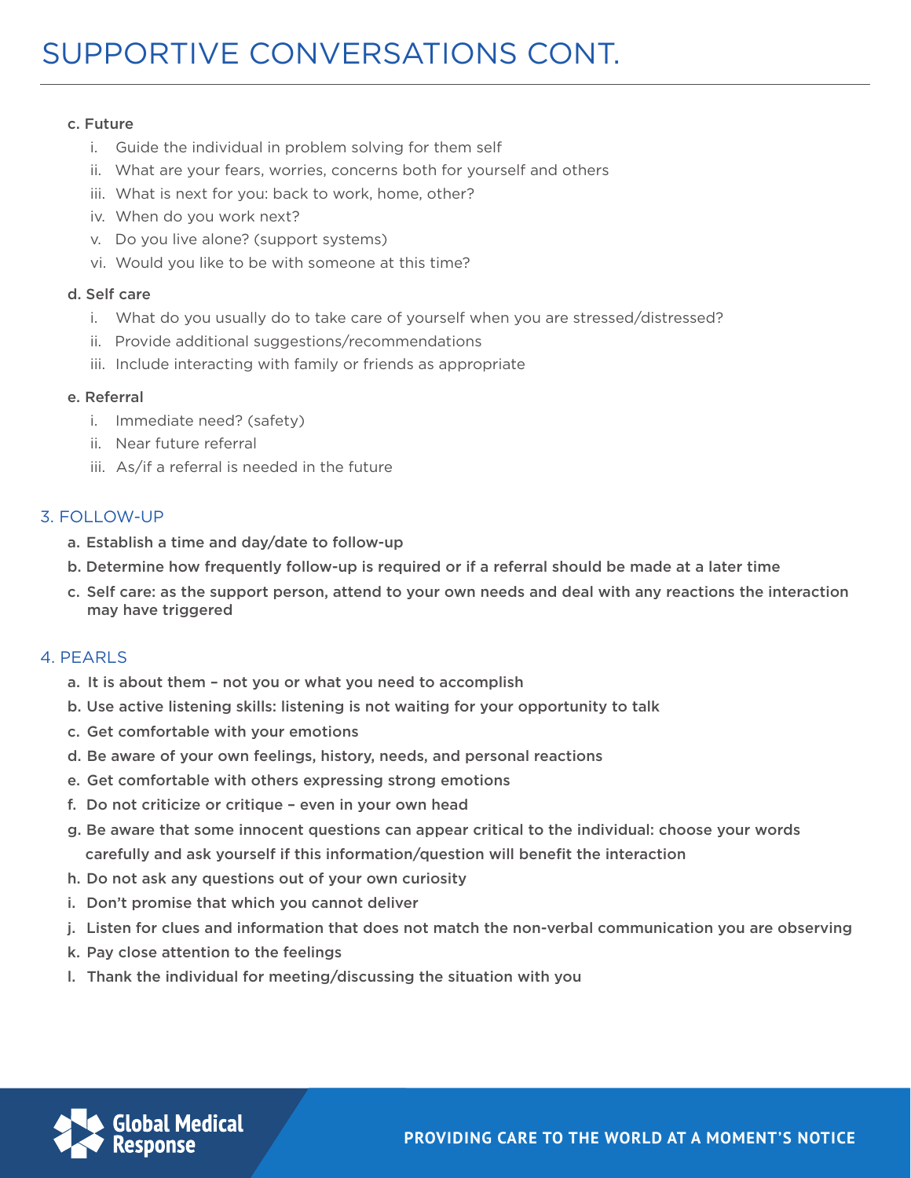# SUPPORTIVE CONVERSATIONS CONT.

**c. Future**

i. Guide the individual in problem solving for them self
ii. What are your fears, worries, concerns both for yourself and others
iii. What is next for you: back to work, home, other?
iv. When do you work next?
v. Do you live alone? (support systems)
vi. Would you like to be with someone at this time?

**d. Self care**

i. What do you usually do to take care of yourself when you are stressed/distressed?
ii. Provide additional suggestions/recommendations
iii. Include interacting with family or friends as appropriate

**e. Referral**

i. Immediate need? (safety)
ii. Near future referral
iii. As/if a referral is needed in the future

## 3. FOLLOW-UP

**a. Establish a time and day/date to follow-up**

**b. Determine how frequently follow-up is required or if a referral should be made at a later time**

**c. Self care: as the support person, attend to your own needs and deal with any reactions the interaction may have triggered**

## 4. PEARLS

**a. It is about them – not you or what you need to accomplish**

**b. Use active listening skills: listening is not waiting for your opportunity to talk**

**c. Get comfortable with your emotions**

**d. Be aware of your own feelings, history, needs, and personal reactions**

**e. Get comfortable with others expressing strong emotions**

**f. Do not criticize or critique – even in your own head**

**g. Be aware that some innocent questions can appear critical to the individual: choose your words carefully and ask yourself if this information/question will benefit the interaction**

**h. Do not ask any questions out of your own curiosity**

**i. Don't promise that which you cannot deliver**

**j. Listen for clues and information that does not match the non-verbal communication you are observing**

**k. Pay close attention to the feelings**

**l. Thank the individual for meeting/discussing the situation with you**

Global Medical Response

PROVIDING CARE TO THE WORLD AT A MOMENT'S NOTICE